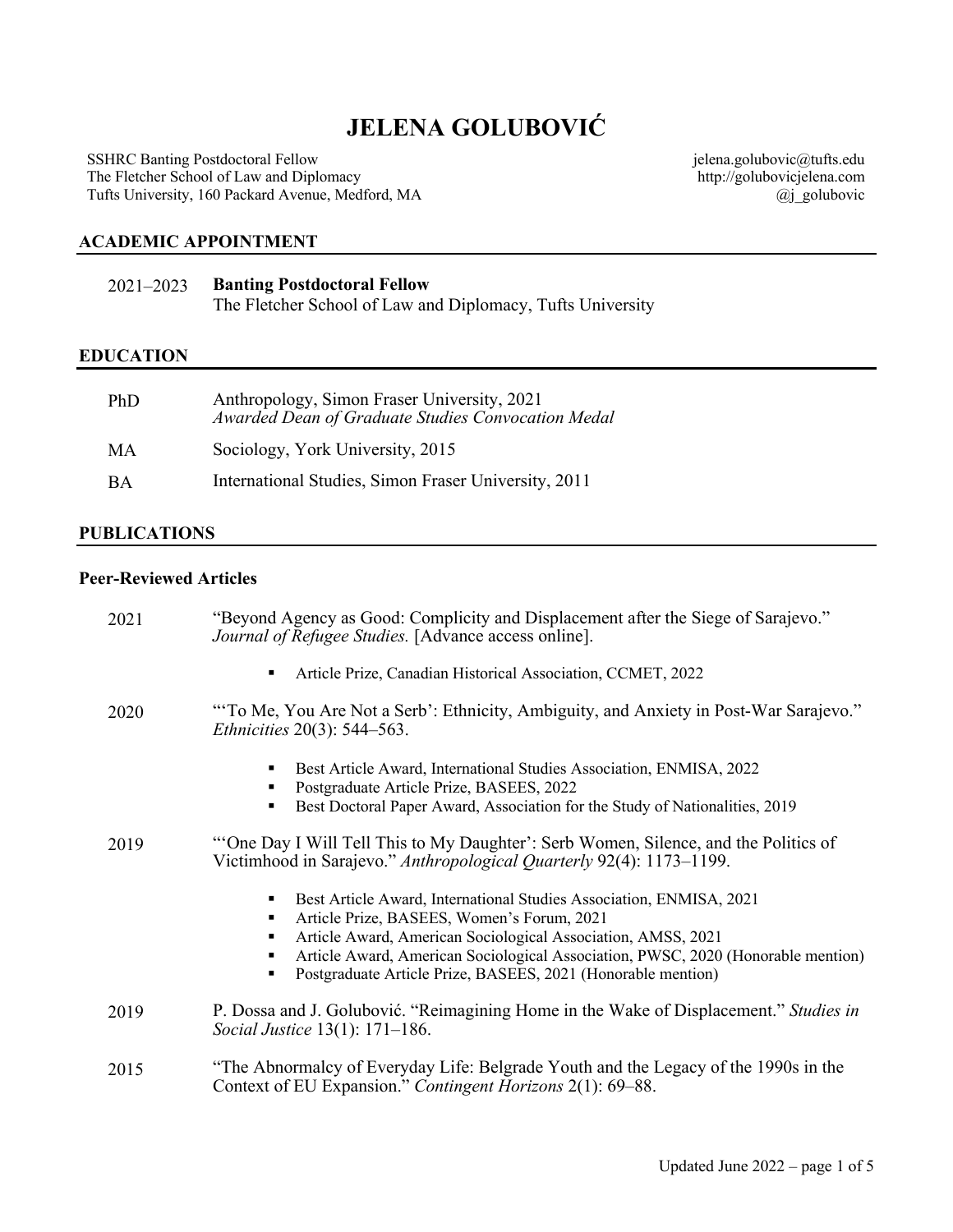# JELENA GOLUBOVIĆ

SSHRC Banting Postdoctoral Fellow
The Fletcher School of Law and Diplomacy
Tufts University, 160 Packard Avenue, Medford, MA

jelena.golubovic@tufts.edu
http://golubovicjelena.com
@j_golubovic

## ACADEMIC APPOINTMENT

2021–2023 **Banting Postdoctoral Fellow**
The Fletcher School of Law and Diplomacy, Tufts University

## EDUCATION

PhD Anthropology, Simon Fraser University, 2021
*Awarded Dean of Graduate Studies Convocation Medal*

MA Sociology, York University, 2015

BA International Studies, Simon Fraser University, 2011

## PUBLICATIONS

### Peer-Reviewed Articles

2021 "Beyond Agency as Good: Complicity and Displacement after the Siege of Sarajevo." *Journal of Refugee Studies.* [Advance access online].

- Article Prize, Canadian Historical Association, CCMET, 2022

2020 "'To Me, You Are Not a Serb': Ethnicity, Ambiguity, and Anxiety in Post-War Sarajevo." *Ethnicities* 20(3): 544–563.

- Best Article Award, International Studies Association, ENMISA, 2022
- Postgraduate Article Prize, BASEES, 2022
- Best Doctoral Paper Award, Association for the Study of Nationalities, 2019

2019 "'One Day I Will Tell This to My Daughter': Serb Women, Silence, and the Politics of Victimhood in Sarajevo." *Anthropological Quarterly* 92(4): 1173–1199.

- Best Article Award, International Studies Association, ENMISA, 2021
- Article Prize, BASEES, Women's Forum, 2021
- Article Award, American Sociological Association, AMSS, 2021
- Article Award, American Sociological Association, PWSC, 2020 (Honorable mention)
- Postgraduate Article Prize, BASEES, 2021 (Honorable mention)

2019 P. Dossa and J. Golubović. "Reimagining Home in the Wake of Displacement." *Studies in Social Justice* 13(1): 171–186.

2015 "The Abnormalcy of Everyday Life: Belgrade Youth and the Legacy of the 1990s in the Context of EU Expansion." *Contingent Horizons* 2(1): 69–88.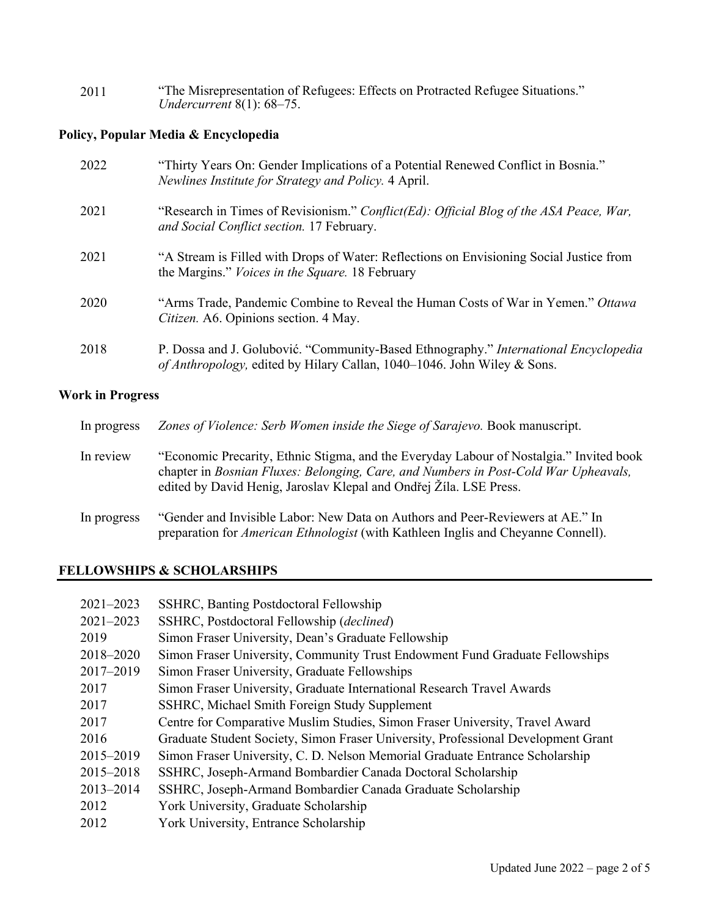2011 "The Misrepresentation of Refugees: Effects on Protracted Refugee Situations." *Undercurrent* 8(1): 68–75.

### Policy, Popular Media & Encyclopedia

2022 "Thirty Years On: Gender Implications of a Potential Renewed Conflict in Bosnia." *Newlines Institute for Strategy and Policy.* 4 April.

2021 "Research in Times of Revisionism." *Conflict(Ed): Official Blog of the ASA Peace, War, and Social Conflict section.* 17 February.

2021 "A Stream is Filled with Drops of Water: Reflections on Envisioning Social Justice from the Margins." *Voices in the Square.* 18 February

2020 "Arms Trade, Pandemic Combine to Reveal the Human Costs of War in Yemen." *Ottawa Citizen.* A6. Opinions section. 4 May.

2018 P. Dossa and J. Golubović. "Community-Based Ethnography." *International Encyclopedia of Anthropology,* edited by Hilary Callan, 1040–1046. John Wiley & Sons.

### Work in Progress

In progress *Zones of Violence: Serb Women inside the Siege of Sarajevo.* Book manuscript.

In review "Economic Precarity, Ethnic Stigma, and the Everyday Labour of Nostalgia." Invited book chapter in *Bosnian Fluxes: Belonging, Care, and Numbers in Post-Cold War Upheavals,* edited by David Henig, Jaroslav Klepal and Ondřej Žíla. LSE Press.

In progress "Gender and Invisible Labor: New Data on Authors and Peer-Reviewers at AE." In preparation for *American Ethnologist* (with Kathleen Inglis and Cheyanne Connell).

## FELLOWSHIPS & SCHOLARSHIPS

2021–2023 SSHRC, Banting Postdoctoral Fellowship
2021–2023 SSHRC, Postdoctoral Fellowship (*declined*)
2019 Simon Fraser University, Dean's Graduate Fellowship
2018–2020 Simon Fraser University, Community Trust Endowment Fund Graduate Fellowships
2017–2019 Simon Fraser University, Graduate Fellowships
2017 Simon Fraser University, Graduate International Research Travel Awards
2017 SSHRC, Michael Smith Foreign Study Supplement
2017 Centre for Comparative Muslim Studies, Simon Fraser University, Travel Award
2016 Graduate Student Society, Simon Fraser University, Professional Development Grant
2015–2019 Simon Fraser University, C. D. Nelson Memorial Graduate Entrance Scholarship
2015–2018 SSHRC, Joseph-Armand Bombardier Canada Doctoral Scholarship
2013–2014 SSHRC, Joseph-Armand Bombardier Canada Graduate Scholarship
2012 York University, Graduate Scholarship
2012 York University, Entrance Scholarship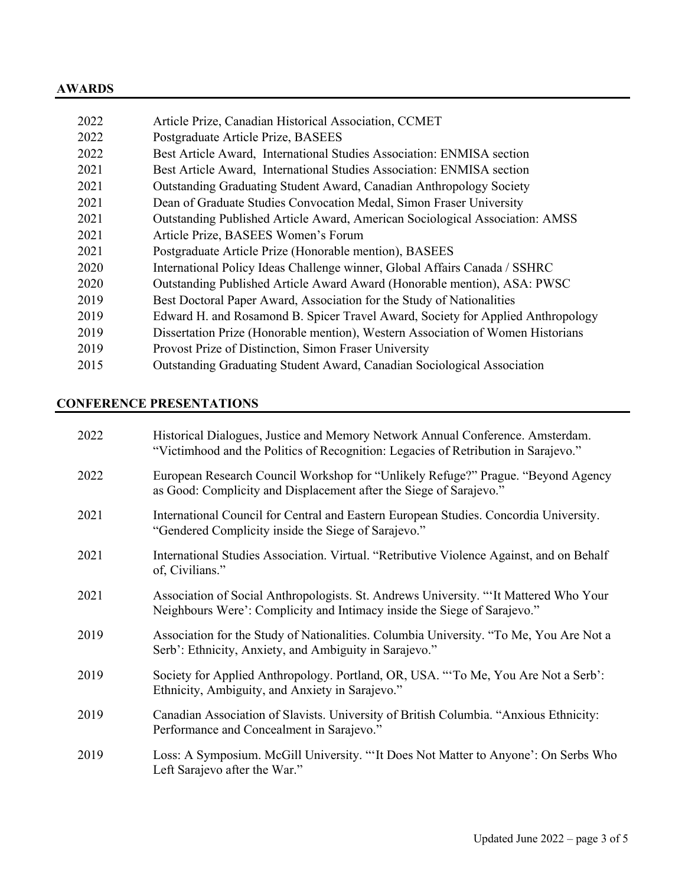## AWARDS

| | |
|---|---|
| 2022 | Article Prize, Canadian Historical Association, CCMET |
| 2022 | Postgraduate Article Prize, BASEES |
| 2022 | Best Article Award, International Studies Association: ENMISA section |
| 2021 | Best Article Award, International Studies Association: ENMISA section |
| 2021 | Outstanding Graduating Student Award, Canadian Anthropology Society |
| 2021 | Dean of Graduate Studies Convocation Medal, Simon Fraser University |
| 2021 | Outstanding Published Article Award, American Sociological Association: AMSS |
| 2021 | Article Prize, BASEES Women's Forum |
| 2021 | Postgraduate Article Prize (Honorable mention), BASEES |
| 2020 | International Policy Ideas Challenge winner, Global Affairs Canada / SSHRC |
| 2020 | Outstanding Published Article Award Award (Honorable mention), ASA: PWSC |
| 2019 | Best Doctoral Paper Award, Association for the Study of Nationalities |
| 2019 | Edward H. and Rosamond B. Spicer Travel Award, Society for Applied Anthropology |
| 2019 | Dissertation Prize (Honorable mention), Western Association of Women Historians |
| 2019 | Provost Prize of Distinction, Simon Fraser University |
| 2015 | Outstanding Graduating Student Award, Canadian Sociological Association |

## CONFERENCE PRESENTATIONS

| | |
|---|---|
| 2022 | Historical Dialogues, Justice and Memory Network Annual Conference. Amsterdam. "Victimhood and the Politics of Recognition: Legacies of Retribution in Sarajevo." |
| 2022 | European Research Council Workshop for "Unlikely Refuge?" Prague. "Beyond Agency as Good: Complicity and Displacement after the Siege of Sarajevo." |
| 2021 | International Council for Central and Eastern European Studies. Concordia University. "Gendered Complicity inside the Siege of Sarajevo." |
| 2021 | International Studies Association. Virtual. "Retributive Violence Against, and on Behalf of, Civilians." |
| 2021 | Association of Social Anthropologists. St. Andrews University. "'It Mattered Who Your Neighbours Were': Complicity and Intimacy inside the Siege of Sarajevo." |
| 2019 | Association for the Study of Nationalities. Columbia University. "To Me, You Are Not a Serb': Ethnicity, Anxiety, and Ambiguity in Sarajevo." |
| 2019 | Society for Applied Anthropology. Portland, OR, USA. "'To Me, You Are Not a Serb': Ethnicity, Ambiguity, and Anxiety in Sarajevo." |
| 2019 | Canadian Association of Slavists. University of British Columbia. "Anxious Ethnicity: Performance and Concealment in Sarajevo." |
| 2019 | Loss: A Symposium. McGill University. "'It Does Not Matter to Anyone': On Serbs Who Left Sarajevo after the War." |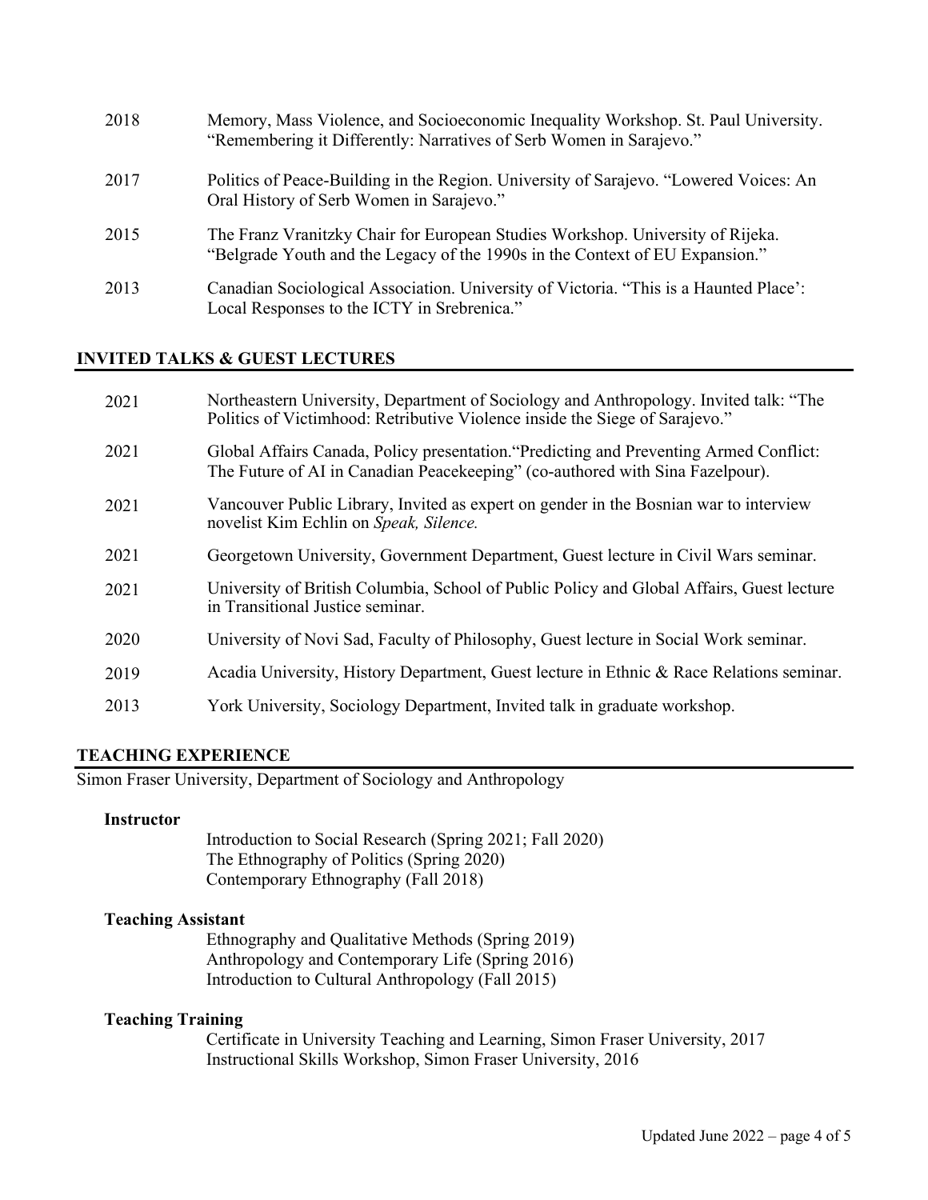2018 Memory, Mass Violence, and Socioeconomic Inequality Workshop. St. Paul University. "Remembering it Differently: Narratives of Serb Women in Sarajevo."

2017 Politics of Peace-Building in the Region. University of Sarajevo. "Lowered Voices: An Oral History of Serb Women in Sarajevo."

2015 The Franz Vranitzky Chair for European Studies Workshop. University of Rijeka. "Belgrade Youth and the Legacy of the 1990s in the Context of EU Expansion."

2013 Canadian Sociological Association. University of Victoria. "This is a Haunted Place': Local Responses to the ICTY in Srebrenica."

## INVITED TALKS & GUEST LECTURES

2021 Northeastern University, Department of Sociology and Anthropology. Invited talk: "The Politics of Victimhood: Retributive Violence inside the Siege of Sarajevo."

2021 Global Affairs Canada, Policy presentation."Predicting and Preventing Armed Conflict: The Future of AI in Canadian Peacekeeping" (co-authored with Sina Fazelpour).

2021 Vancouver Public Library, Invited as expert on gender in the Bosnian war to interview novelist Kim Echlin on *Speak, Silence.*

2021 Georgetown University, Government Department, Guest lecture in Civil Wars seminar.

2021 University of British Columbia, School of Public Policy and Global Affairs, Guest lecture in Transitional Justice seminar.

2020 University of Novi Sad, Faculty of Philosophy, Guest lecture in Social Work seminar.

2019 Acadia University, History Department, Guest lecture in Ethnic & Race Relations seminar.

2013 York University, Sociology Department, Invited talk in graduate workshop.

## TEACHING EXPERIENCE

Simon Fraser University, Department of Sociology and Anthropology

**Instructor**

Introduction to Social Research (Spring 2021; Fall 2020)
The Ethnography of Politics (Spring 2020)
Contemporary Ethnography (Fall 2018)

**Teaching Assistant**

Ethnography and Qualitative Methods (Spring 2019)
Anthropology and Contemporary Life (Spring 2016)
Introduction to Cultural Anthropology (Fall 2015)

**Teaching Training**

Certificate in University Teaching and Learning, Simon Fraser University, 2017
Instructional Skills Workshop, Simon Fraser University, 2016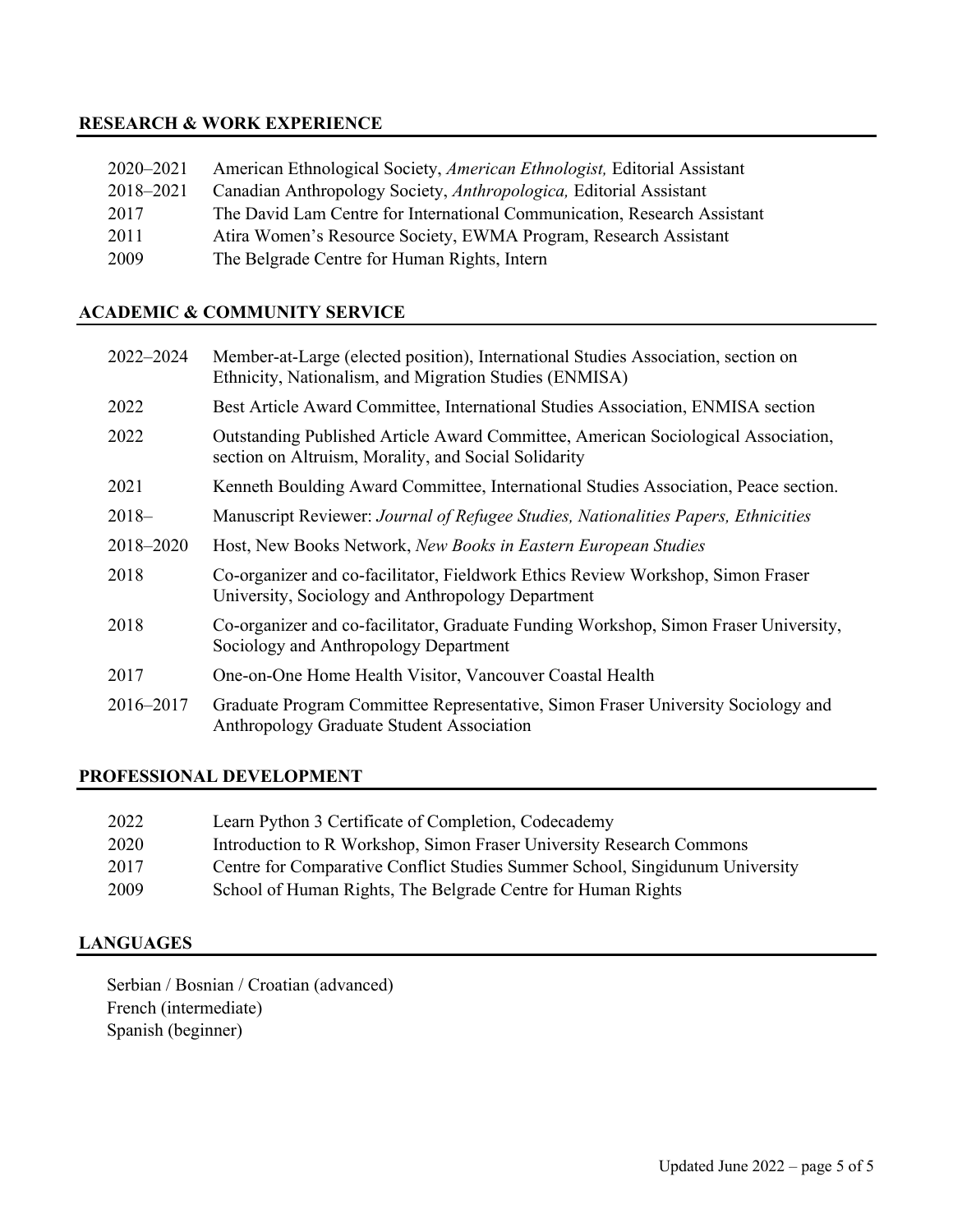## RESEARCH & WORK EXPERIENCE

| | |
|---|---|
| 2020–2021 | American Ethnological Society, *American Ethnologist,* Editorial Assistant |
| 2018–2021 | Canadian Anthropology Society, *Anthropologica,* Editorial Assistant |
| 2017 | The David Lam Centre for International Communication, Research Assistant |
| 2011 | Atira Women's Resource Society, EWMA Program, Research Assistant |
| 2009 | The Belgrade Centre for Human Rights, Intern |

## ACADEMIC & COMMUNITY SERVICE

| | |
|---|---|
| 2022–2024 | Member-at-Large (elected position), International Studies Association, section on Ethnicity, Nationalism, and Migration Studies (ENMISA) |
| 2022 | Best Article Award Committee, International Studies Association, ENMISA section |
| 2022 | Outstanding Published Article Award Committee, American Sociological Association, section on Altruism, Morality, and Social Solidarity |
| 2021 | Kenneth Boulding Award Committee, International Studies Association, Peace section. |
| 2018– | Manuscript Reviewer: *Journal of Refugee Studies, Nationalities Papers, Ethnicities* |
| 2018–2020 | Host, New Books Network, *New Books in Eastern European Studies* |
| 2018 | Co-organizer and co-facilitator, Fieldwork Ethics Review Workshop, Simon Fraser University, Sociology and Anthropology Department |
| 2018 | Co-organizer and co-facilitator, Graduate Funding Workshop, Simon Fraser University, Sociology and Anthropology Department |
| 2017 | One-on-One Home Health Visitor, Vancouver Coastal Health |
| 2016–2017 | Graduate Program Committee Representative, Simon Fraser University Sociology and Anthropology Graduate Student Association |

## PROFESSIONAL DEVELOPMENT

| | |
|---|---|
| 2022 | Learn Python 3 Certificate of Completion, Codecademy |
| 2020 | Introduction to R Workshop, Simon Fraser University Research Commons |
| 2017 | Centre for Comparative Conflict Studies Summer School, Singidunum University |
| 2009 | School of Human Rights, The Belgrade Centre for Human Rights |

## LANGUAGES

Serbian / Bosnian / Croatian (advanced)
French (intermediate)
Spanish (beginner)

Updated June 2022